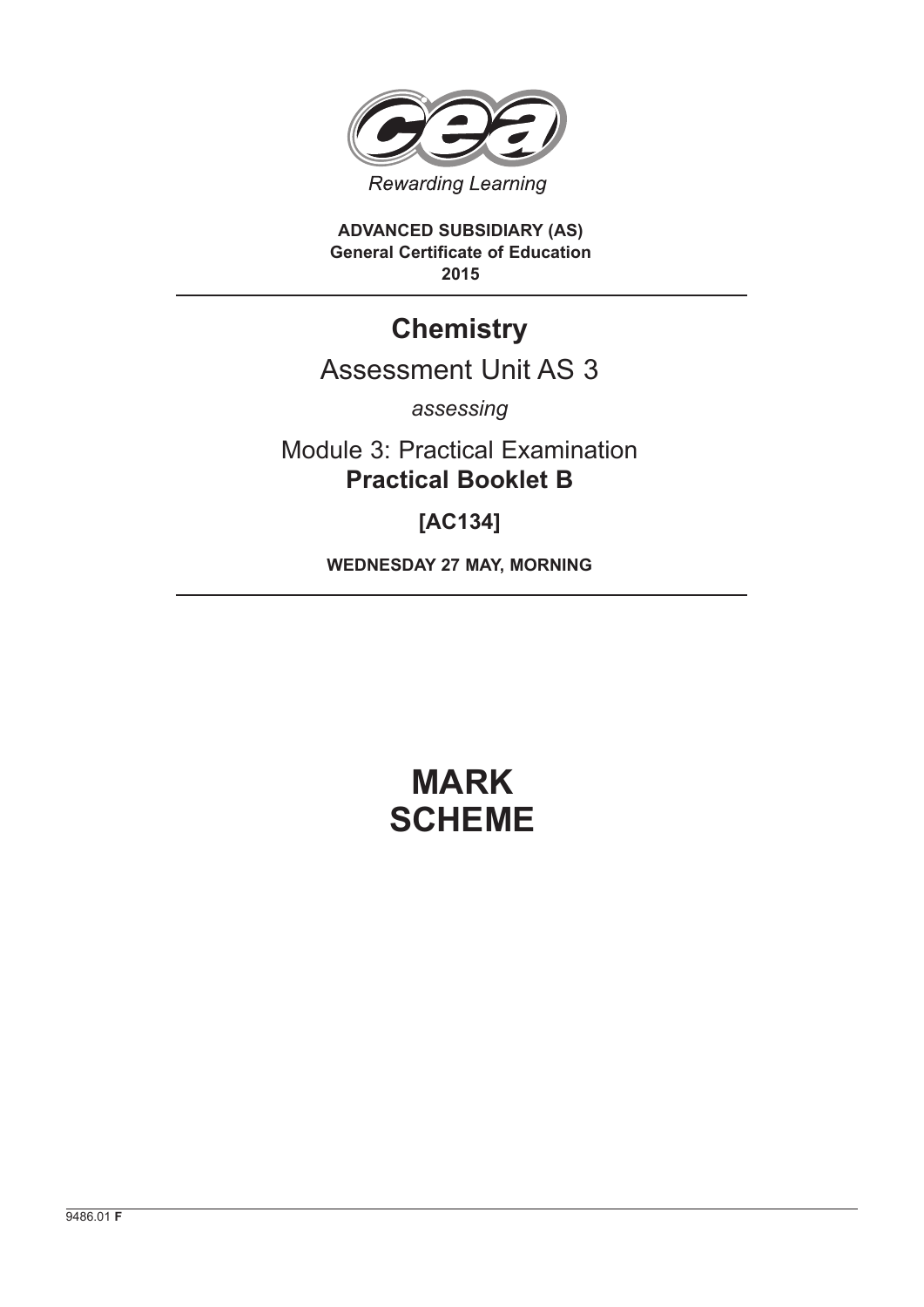Rewarding Learning

**ADVANCED SUBSIDIARY (AS)**
**General Certificate of Education**
**2015**

# Chemistry

## Assessment Unit AS 3

*assessing*

Module 3: Practical Examination
**Practical Booklet B**

**[AC134]**

**WEDNESDAY 27 MAY, MORNING**

# MARK SCHEME

9486.01 **F**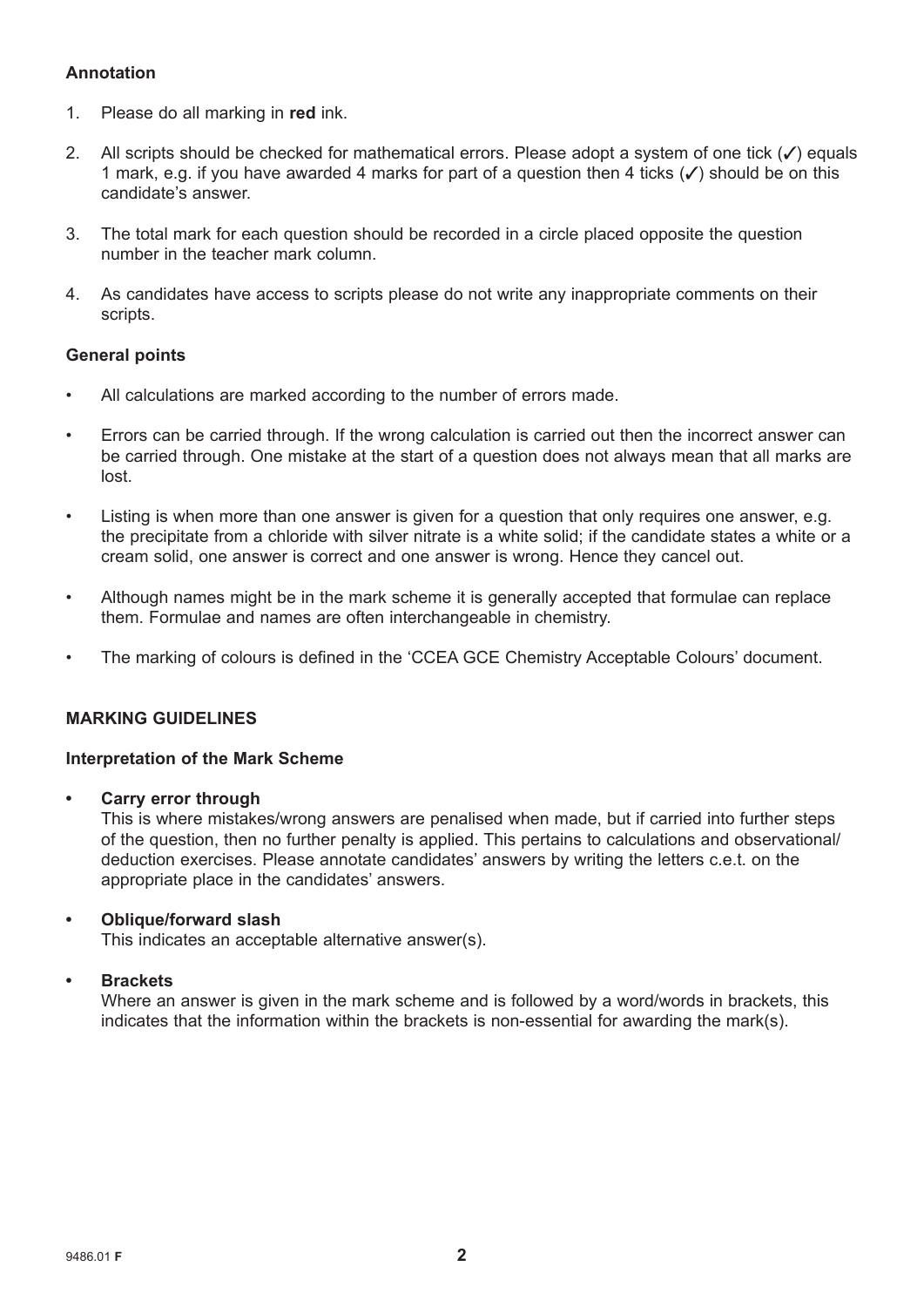**Annotation**

1. Please do all marking in **red** ink.
2. All scripts should be checked for mathematical errors. Please adopt a system of one tick (✓) equals 1 mark, e.g. if you have awarded 4 marks for part of a question then 4 ticks (✓) should be on this candidate's answer.
3. The total mark for each question should be recorded in a circle placed opposite the question number in the teacher mark column.
4. As candidates have access to scripts please do not write any inappropriate comments on their scripts.

**General points**

- All calculations are marked according to the number of errors made.
- Errors can be carried through. If the wrong calculation is carried out then the incorrect answer can be carried through. One mistake at the start of a question does not always mean that all marks are lost.
- Listing is when more than one answer is given for a question that only requires one answer, e.g. the precipitate from a chloride with silver nitrate is a white solid; if the candidate states a white or a cream solid, one answer is correct and one answer is wrong. Hence they cancel out.
- Although names might be in the mark scheme it is generally accepted that formulae can replace them. Formulae and names are often interchangeable in chemistry.
- The marking of colours is defined in the 'CCEA GCE Chemistry Acceptable Colours' document.

**MARKING GUIDELINES**

**Interpretation of the Mark Scheme**

- **Carry error through**
  This is where mistakes/wrong answers are penalised when made, but if carried into further steps of the question, then no further penalty is applied. This pertains to calculations and observational/deduction exercises. Please annotate candidates' answers by writing the letters c.e.t. on the appropriate place in the candidates' answers.

- **Oblique/forward slash**
  This indicates an acceptable alternative answer(s).

- **Brackets**
  Where an answer is given in the mark scheme and is followed by a word/words in brackets, this indicates that the information within the brackets is non-essential for awarding the mark(s).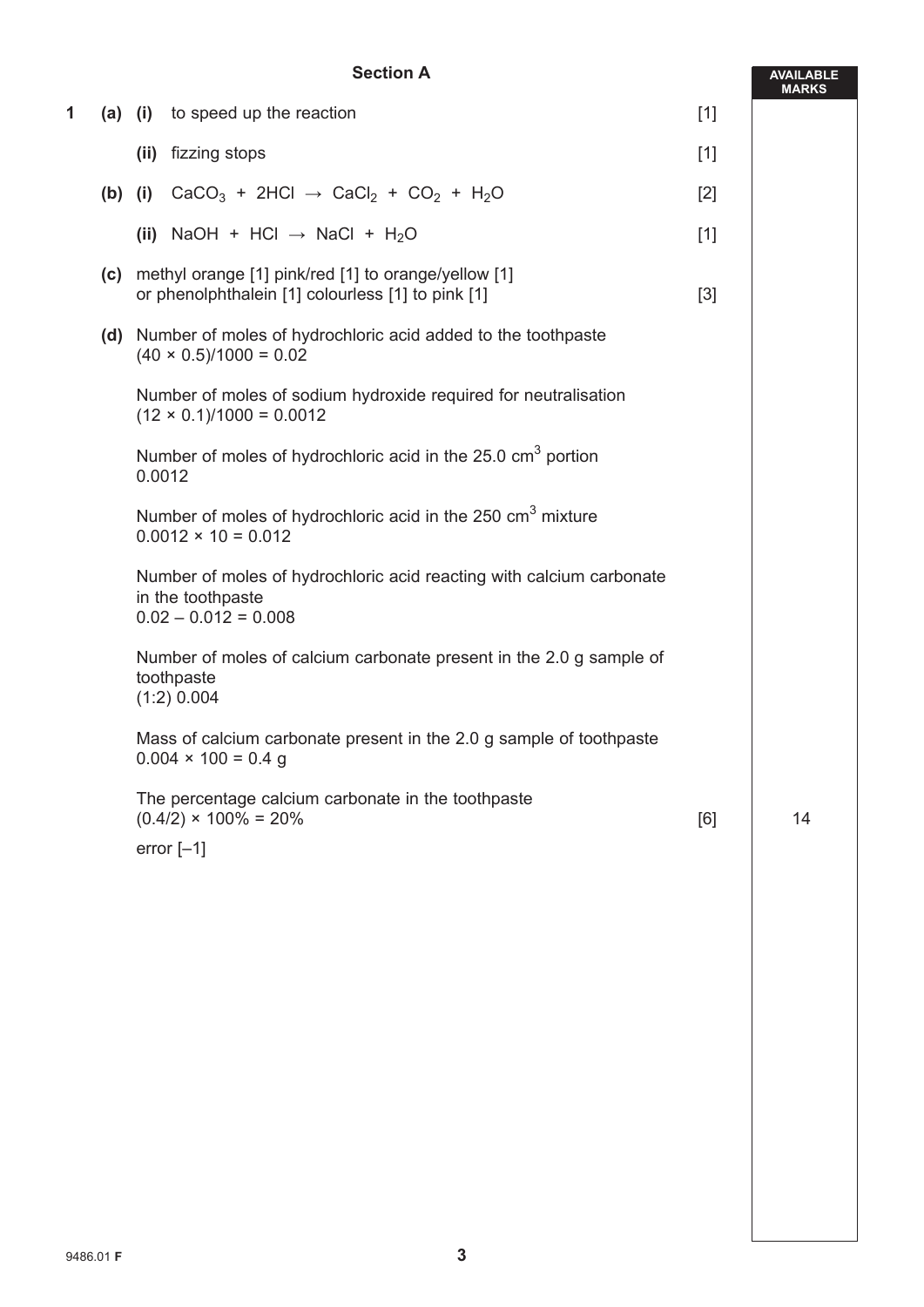## Section A

**AVAILABLE MARKS**

**1 (a) (i)** to speed up the reaction [1]

**(ii)** fizzing stops [1]

**(b) (i)** $CaCO_3 + 2HCl \rightarrow CaCl_2 + CO_2 + H_2O$ [2]

**(ii)** $NaOH + HCl \rightarrow NaCl + H_2O$ [1]

**(c)** methyl orange [1] pink/red [1] to orange/yellow [1]
or phenolphthalein [1] colourless [1] to pink [1] [3]

**(d)** Number of moles of hydrochloric acid added to the toothpaste
$(40 \times 0.5)/1000 = 0.02$

Number of moles of sodium hydroxide required for neutralisation
$(12 \times 0.1)/1000 = 0.0012$

Number of moles of hydrochloric acid in the 25.0 $cm^3$ portion
0.0012

Number of moles of hydrochloric acid in the 250 $cm^3$ mixture
$0.0012 \times 10 = 0.012$

Number of moles of hydrochloric acid reacting with calcium carbonate in the toothpaste
$0.02 - 0.012 = 0.008$

Number of moles of calcium carbonate present in the 2.0 g sample of toothpaste
(1:2) 0.004

Mass of calcium carbonate present in the 2.0 g sample of toothpaste
$0.004 \times 100 = 0.4$ g

The percentage calcium carbonate in the toothpaste
$(0.4/2) \times 100\% = 20\%$ [6] **14**

error [–1]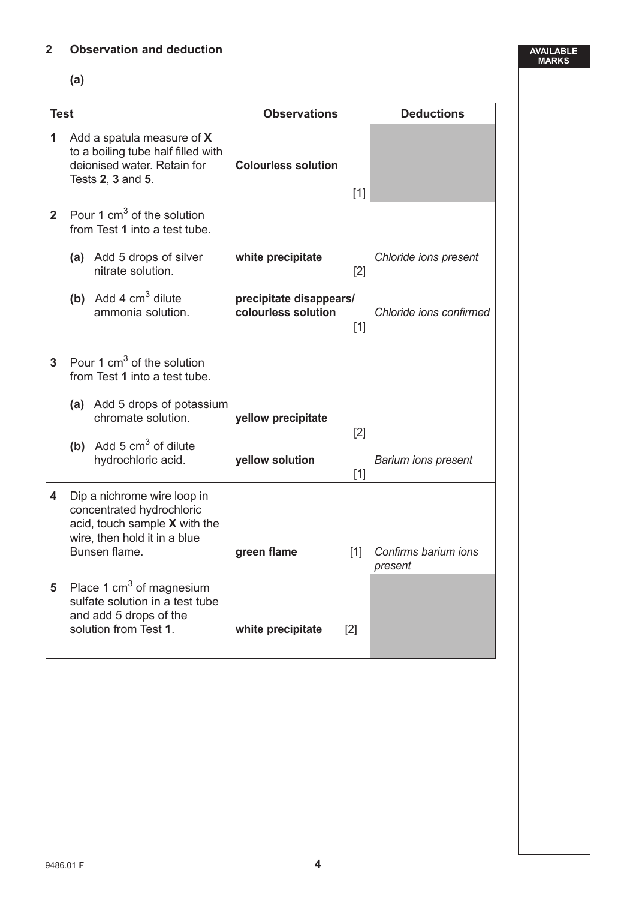## 2 Observation and deduction

**(a)**

| Test | | Observations | Deductions |
|---|---|---|---|
| **1** | Add a spatula measure of **X** to a boiling tube half filled with deionised water. Retain for Tests **2**, **3** and **5**. | **Colourless solution** [1] | |
| **2** | Pour 1 $cm^3$ of the solution from Test **1** into a test tube. | | |
| | **(a)** Add 5 drops of silver nitrate solution. | **white precipitate** [2] | *Chloride ions present* |
| | **(b)** Add 4 $cm^3$ dilute ammonia solution. | **precipitate disappears/ colourless solution** [1] | *Chloride ions confirmed* |
| **3** | Pour 1 $cm^3$ of the solution from Test **1** into a test tube. | | |
| | **(a)** Add 5 drops of potassium chromate solution. | **yellow precipitate** [2] | |
| | **(b)** Add 5 $cm^3$ of dilute hydrochloric acid. | **yellow solution** [1] | *Barium ions present* |
| **4** | Dip a nichrome wire loop in concentrated hydrochloric acid, touch sample **X** with the wire, then hold it in a blue Bunsen flame. | **green flame** [1] | *Confirms barium ions present* |
| **5** | Place 1 $cm^3$ of magnesium sulfate solution in a test tube and add 5 drops of the solution from Test **1**. | **white precipitate** [2] | |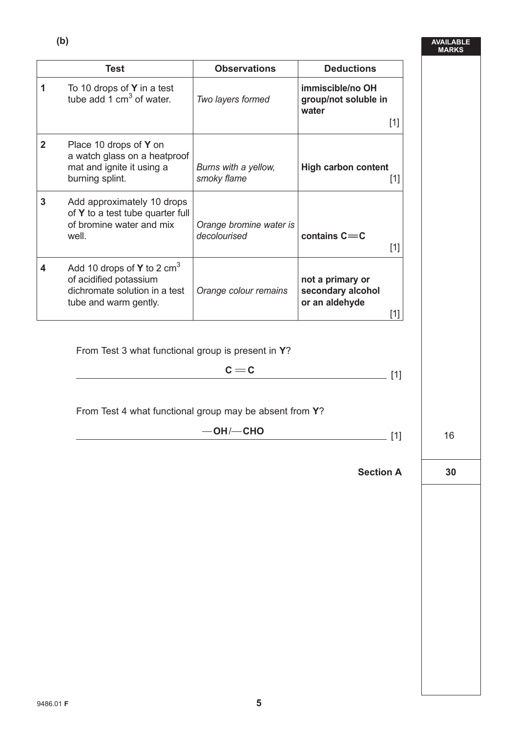**(b)**

| | Test | Observations | Deductions |
|---|---|---|---|
| 1 | To 10 drops of **Y** in a test tube add 1 $cm^3$ of water. | *Two layers formed* | **immiscible/no OH group/not soluble in water** [1] |
| 2 | Place 10 drops of **Y** on a watch glass on a heatproof mat and ignite it using a burning splint. | *Burns with a yellow, smoky flame* | **High carbon content** [1] |
| 3 | Add approximately 10 drops of **Y** to a test tube quarter full of bromine water and mix well. | *Orange bromine water is decolourised* | **contains C$=$C** [1] |
| 4 | Add 10 drops of **Y** to 2 $cm^3$ of acidified potassium dichromate solution in a test tube and warm gently. | *Orange colour remains* | **not a primary or secondary alcohol or an aldehyde** [1] |

From Test 3 what functional group is present in **Y**?

**C$=$C** [1]

From Test 4 what functional group may be absent from **Y**?

**—OH/—CHO** [1]

AVAILABLE MARKS: 16

**Section A** 30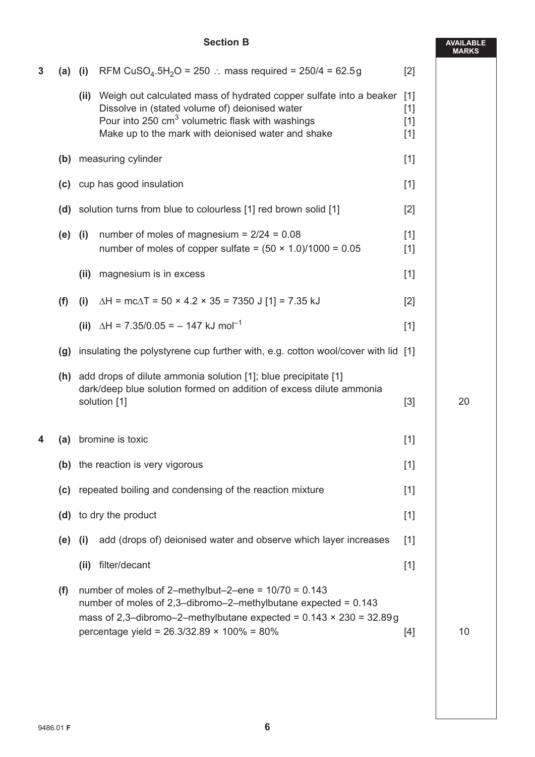## Section B

| | | | | | AVAILABLE MARKS |
|---|---|---|---|---|---|
| **3** | **(a)** | **(i)** | RFM $CuSO_4.5H_2O$ = 250 ∴ mass required = 250/4 = 62.5 g | [2] | |
| | | **(ii)** | Weigh out calculated mass of hydrated copper sulfate into a beaker<br>Dissolve in (stated volume of) deionised water<br>Pour into 250 $cm^3$ volumetric flask with washings<br>Make up to the mark with deionised water and shake | [1]<br>[1]<br>[1]<br>[1] | |
| | **(b)** | | measuring cylinder | [1] | |
| | **(c)** | | cup has good insulation | [1] | |
| | **(d)** | | solution turns from blue to colourless [1] red brown solid [1] | [2] | |
| | **(e)** | **(i)** | number of moles of magnesium = 2/24 = 0.08<br>number of moles of copper sulfate = (50 × 1.0)/1000 = 0.05 | [1]<br>[1] | |
| | | **(ii)** | magnesium is in excess | [1] | |
| | **(f)** | **(i)** | $\Delta H = mc\Delta T$ = 50 × 4.2 × 35 = 7350 J [1] = 7.35 kJ | [2] | |
| | | **(ii)** | $\Delta H$ = 7.35/0.05 = – 147 kJ $mol^{-1}$ | [1] | |
| | **(g)** | | insulating the polystyrene cup further with, e.g. cotton wool/cover with lid | [1] | |
| | **(h)** | | add drops of dilute ammonia solution [1]; blue precipitate [1]<br>dark/deep blue solution formed on addition of excess dilute ammonia solution [1] | [3] | 20 |
| **4** | **(a)** | | bromine is toxic | [1] | |
| | **(b)** | | the reaction is very vigorous | [1] | |
| | **(c)** | | repeated boiling and condensing of the reaction mixture | [1] | |
| | **(d)** | | to dry the product | [1] | |
| | **(e)** | **(i)** | add (drops of) deionised water and observe which layer increases | [1] | |
| | | **(ii)** | filter/decant | [1] | |
| | **(f)** | | number of moles of 2–methylbut–2–ene = 10/70 = 0.143<br>number of moles of 2,3–dibromo–2–methylbutane expected = 0.143<br>mass of 2,3–dibromo–2–methylbutane expected = 0.143 × 230 = 32.89 g<br>percentage yield = 26.3/32.89 × 100% = 80% | [4] | 10 |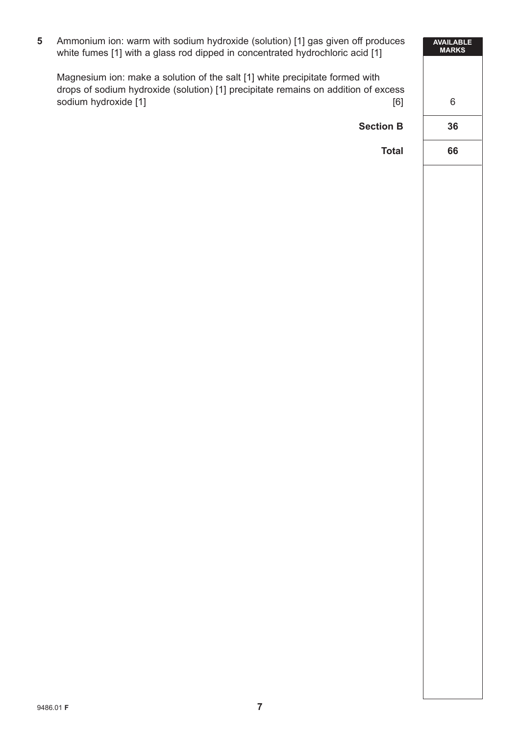| | AVAILABLE MARKS |
|---|---|
| **5** Ammonium ion: warm with sodium hydroxide (solution) [1] gas given off produces white fumes [1] with a glass rod dipped in concentrated hydrochloric acid [1]<br><br>Magnesium ion: make a solution of the salt [1] white precipitate formed with drops of sodium hydroxide (solution) [1] precipitate remains on addition of excess sodium hydroxide [1] [6] | 6 |
| **Section B** | **36** |
| **Total** | **66** |